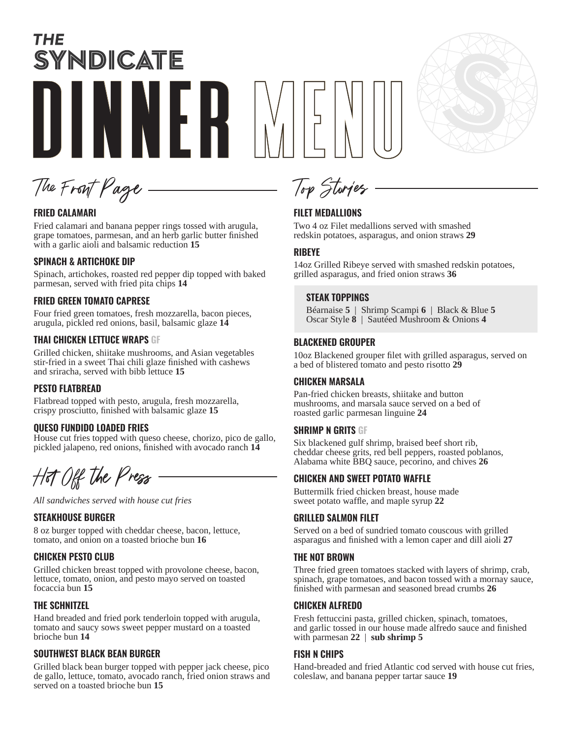# THE SYNDICATE

# DINNER MENU

## The Front Page

### FRIED CALAMARI

Fried calamari and banana pepper rings tossed with arugula, grape tomatoes, parmesan, and an herb garlic butter finished with a garlic aioli and balsamic reduction **15**

### SPINACH & ARTICHOKE DIP

Spinach, artichokes, roasted red pepper dip topped with baked parmesan, served with fried pita chips **14**

### FRIED GREEN TOMATO CAPRESE

Four fried green tomatoes, fresh mozzarella, bacon pieces, arugula, pickled red onions, basil, balsamic glaze **14**

### THAI CHICKEN LETTUCE WRAPS GF

Grilled chicken, shiitake mushrooms, and Asian vegetables stir-fried in a sweet Thai chili glaze finished with cashews and sriracha, served with bibb lettuce **15**

### PESTO FLATBREAD

Flatbread topped with pesto, arugula, fresh mozzarella, crispy prosciutto, finished with balsamic glaze **15**

### QUESO FUNDIDO LOADED FRIES

House cut fries topped with queso cheese, chorizo, pico de gallo, pickled jalapeno, red onions, finished with avocado ranch **14**

## Hot Off the Press

*All sandwiches served with house cut fries*

### STEAKHOUSE BURGER

8 oz burger topped with cheddar cheese, bacon, lettuce, tomato, and onion on a toasted brioche bun **16**

### CHICKEN PESTO CLUB

Grilled chicken breast topped with provolone cheese, bacon, lettuce, tomato, onion, and pesto mayo served on toasted focaccia bun **15**

### THE SCHNITZEL

Hand breaded and fried pork tenderloin topped with arugula, tomato and saucy sows sweet pepper mustard on a toasted brioche bun **14**

### SOUTHWEST BLACK BEAN BURGER

Grilled black bean burger topped with pepper jack cheese, pico de gallo, lettuce, tomato, avocado ranch, fried onion straws and served on a toasted brioche bun **15**

## Top Stories

### FILET MEDALLIONS

Two 4 oz Filet medallions served with smashed redskin potatoes, asparagus, and onion straws **29**

### RIBEYE

14oz Grilled Ribeye served with smashed redskin potatoes, grilled asparagus, and fried onion straws **36**

### STEAK TOPPINGS

Béarnaise **5** | Shrimp Scampi **6** | Black & Blue **5**
Oscar Style **8** | Sautéed Mushroom & Onions **4**

### BLACKENED GROUPER

10oz Blackened grouper filet with grilled asparagus, served on a bed of blistered tomato and pesto risotto **29**

### CHICKEN MARSALA

Pan-fried chicken breasts, shiitake and button mushrooms, and marsala sauce served on a bed of roasted garlic parmesan linguine **24**

### SHRIMP N GRITS GF

Six blackened gulf shrimp, braised beef short rib, cheddar cheese grits, red bell peppers, roasted poblanos, Alabama white BBQ sauce, pecorino, and chives **26**

### CHICKEN AND SWEET POTATO WAFFLE

Buttermilk fried chicken breast, house made sweet potato waffle, and maple syrup **22**

### GRILLED SALMON FILET

Served on a bed of sundried tomato couscous with grilled asparagus and finished with a lemon caper and dill aioli **27**

### THE NOT BROWN

Three fried green tomatoes stacked with layers of shrimp, crab, spinach, grape tomatoes, and bacon tossed with a mornay sauce, finished with parmesan and seasoned bread crumbs **26**

### CHICKEN ALFREDO

Fresh fettuccini pasta, grilled chicken, spinach, tomatoes, and garlic tossed in our house made alfredo sauce and finished with parmesan **22** | **sub shrimp 5**

### FISH N CHIPS

Hand-breaded and fried Atlantic cod served with house cut fries, coleslaw, and banana pepper tartar sauce **19**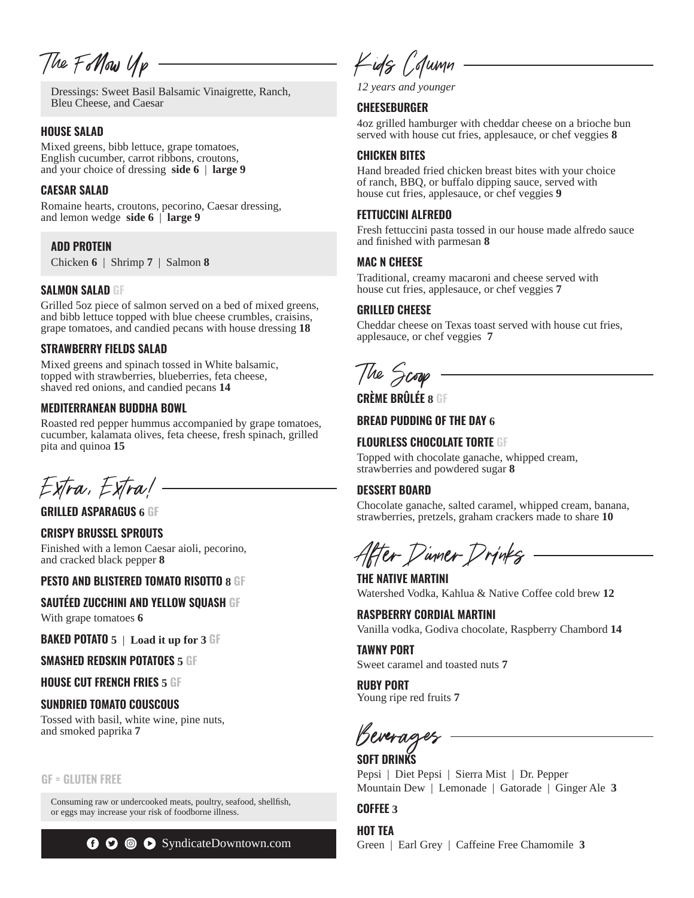## The Follow Up

Dressings: Sweet Basil Balsamic Vinaigrette, Ranch, Bleu Cheese, and Caesar

### HOUSE SALAD

Mixed greens, bibb lettuce, grape tomatoes, English cucumber, carrot ribbons, croutons, and your choice of dressing **side 6** | **large 9**

### CAESAR SALAD

Romaine hearts, croutons, pecorino, Caesar dressing, and lemon wedge **side 6** | **large 9**

### ADD PROTEIN

Chicken **6** | Shrimp **7** | Salmon **8**

### SALMON SALAD GF

Grilled 5oz piece of salmon served on a bed of mixed greens, and bibb lettuce topped with blue cheese crumbles, craisins, grape tomatoes, and candied pecans with house dressing **18**

### STRAWBERRY FIELDS SALAD

Mixed greens and spinach tossed in White balsamic, topped with strawberries, blueberries, feta cheese, shaved red onions, and candied pecans **14**

### MEDITERRANEAN BUDDHA BOWL

Roasted red pepper hummus accompanied by grape tomatoes, cucumber, kalamata olives, feta cheese, fresh spinach, grilled pita and quinoa **15**

## Extra, Extra!

### GRILLED ASPARAGUS 6 GF

### CRISPY BRUSSEL SPROUTS

Finished with a lemon Caesar aioli, pecorino, and cracked black pepper **8**

### PESTO AND BLISTERED TOMATO RISOTTO 8 GF

### SAUTÉED ZUCCHINI AND YELLOW SQUASH GF

With grape tomatoes **6**

### BAKED POTATO 5 | Load it up for 3 GF

### SMASHED REDSKIN POTATOES 5 GF

### HOUSE CUT FRENCH FRIES 5 GF

### SUNDRIED TOMATO COUSCOUS

Tossed with basil, white wine, pine nuts, and smoked paprika **7**

**GF = GLUTEN FREE**

Consuming raw or undercooked meats, poultry, seafood, shellfish, or eggs may increase your risk of foodborne illness.

SyndicateDowntown.com

## Kids Column

*12 years and younger*

### CHEESEBURGER

4oz grilled hamburger with cheddar cheese on a brioche bun served with house cut fries, applesauce, or chef veggies **8**

### CHICKEN BITES

Hand breaded fried chicken breast bites with your choice of ranch, BBQ, or buffalo dipping sauce, served with house cut fries, applesauce, or chef veggies **9**

### FETTUCCINI ALFREDO

Fresh fettuccini pasta tossed in our house made alfredo sauce and finished with parmesan **8**

### MAC N CHEESE

Traditional, creamy macaroni and cheese served with house cut fries, applesauce, or chef veggies **7**

### GRILLED CHEESE

Cheddar cheese on Texas toast served with house cut fries, applesauce, or chef veggies **7**

## The Scoop

### CRÈME BRÛLÉE 8 GF

### BREAD PUDDING OF THE DAY 6

### FLOURLESS CHOCOLATE TORTE GF

Topped with chocolate ganache, whipped cream, strawberries and powdered sugar **8**

### DESSERT BOARD

Chocolate ganache, salted caramel, whipped cream, banana, strawberries, pretzels, graham crackers made to share **10**

## After Dinner Drinks

### THE NATIVE MARTINI

Watershed Vodka, Kahlua & Native Coffee cold brew **12**

### RASPBERRY CORDIAL MARTINI

Vanilla vodka, Godiva chocolate, Raspberry Chambord **14**

### TAWNY PORT

Sweet caramel and toasted nuts **7**

### RUBY PORT

Young ripe red fruits **7**

## Beverages

### SOFT DRINKS

Pepsi | Diet Pepsi | Sierra Mist | Dr. Pepper
Mountain Dew | Lemonade | Gatorade | Ginger Ale **3**

### COFFEE 3

### HOT TEA

Green | Earl Grey | Caffeine Free Chamomile **3**